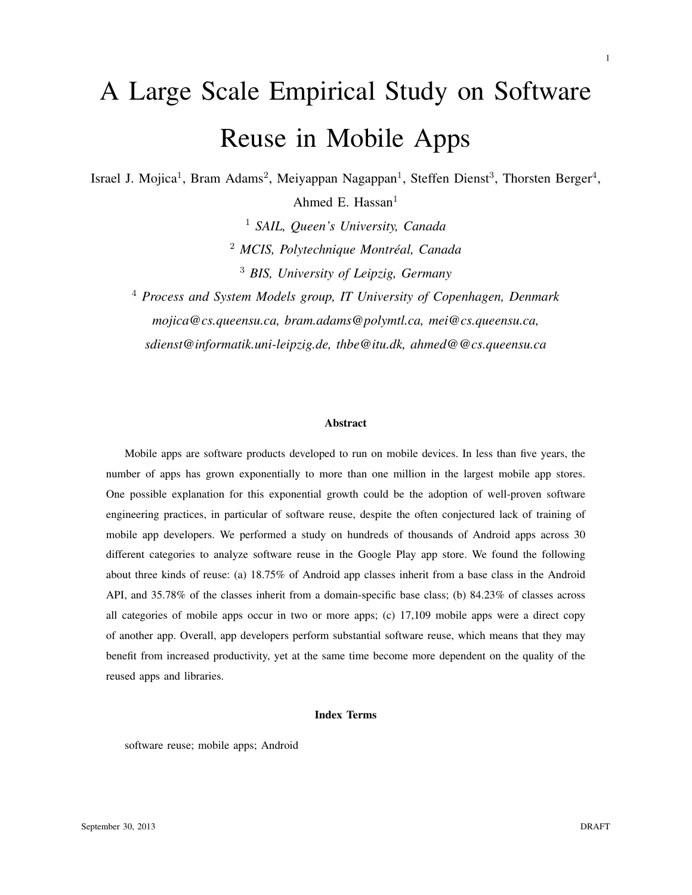# A Large Scale Empirical Study on Software Reuse in Mobile Apps

Israel J. Mojica[1], Bram Adams[2], Meiyappan Nagappan[1], Steffen Dienst[3], Thorsten Berger[4], Ahmed E. Hassan[1]

[1] *SAIL, Queen's University, Canada*

[2] *MCIS, Polytechnique Montréal, Canada*

[3] *BIS, University of Leipzig, Germany*

[4] *Process and System Models group, IT University of Copenhagen, Denmark*

*mojica@cs.queensu.ca, bram.adams@polymtl.ca, mei@cs.queensu.ca, sdienst@informatik.uni-leipzig.de, thbe@itu.dk, ahmed@@cs.queensu.ca*

**Abstract**

Mobile apps are software products developed to run on mobile devices. In less than five years, the number of apps has grown exponentially to more than one million in the largest mobile app stores. One possible explanation for this exponential growth could be the adoption of well-proven software engineering practices, in particular of software reuse, despite the often conjectured lack of training of mobile app developers. We performed a study on hundreds of thousands of Android apps across 30 different categories to analyze software reuse in the Google Play app store. We found the following about three kinds of reuse: (a) 18.75% of Android app classes inherit from a base class in the Android API, and 35.78% of the classes inherit from a domain-specific base class; (b) 84.23% of classes across all categories of mobile apps occur in two or more apps; (c) 17,109 mobile apps were a direct copy of another app. Overall, app developers perform substantial software reuse, which means that they may benefit from increased productivity, yet at the same time become more dependent on the quality of the reused apps and libraries.

**Index Terms**

software reuse; mobile apps; Android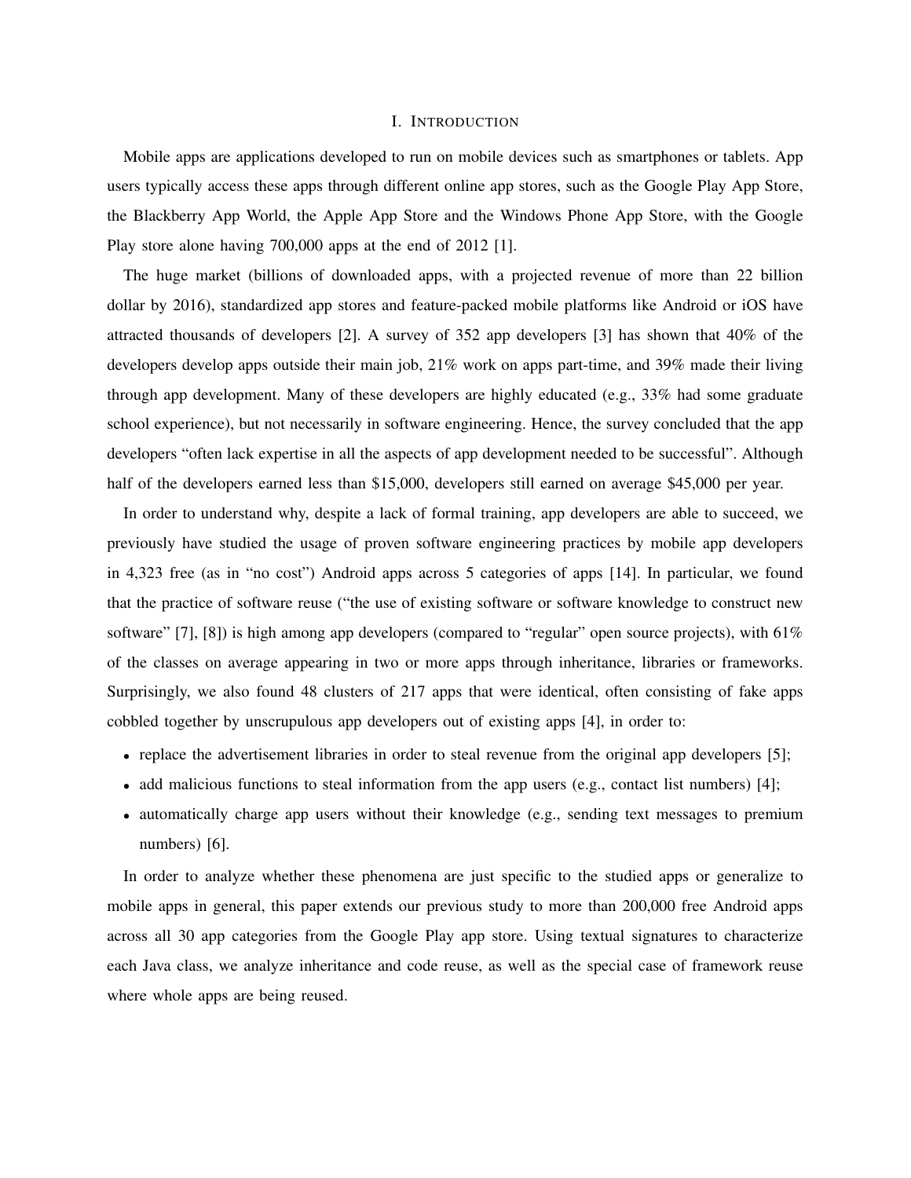# I. Introduction

Mobile apps are applications developed to run on mobile devices such as smartphones or tablets. App users typically access these apps through different online app stores, such as the Google Play App Store, the Blackberry App World, the Apple App Store and the Windows Phone App Store, with the Google Play store alone having 700,000 apps at the end of 2012 [1].

The huge market (billions of downloaded apps, with a projected revenue of more than 22 billion dollar by 2016), standardized app stores and feature-packed mobile platforms like Android or iOS have attracted thousands of developers [2]. A survey of 352 app developers [3] has shown that 40% of the developers develop apps outside their main job, 21% work on apps part-time, and 39% made their living through app development. Many of these developers are highly educated (e.g., 33% had some graduate school experience), but not necessarily in software engineering. Hence, the survey concluded that the app developers "often lack expertise in all the aspects of app development needed to be successful". Although half of the developers earned less than $15,000, developers still earned on average $45,000 per year.

In order to understand why, despite a lack of formal training, app developers are able to succeed, we previously have studied the usage of proven software engineering practices by mobile app developers in 4,323 free (as in "no cost") Android apps across 5 categories of apps [14]. In particular, we found that the practice of software reuse ("the use of existing software or software knowledge to construct new software" [7], [8]) is high among app developers (compared to "regular" open source projects), with 61% of the classes on average appearing in two or more apps through inheritance, libraries or frameworks. Surprisingly, we also found 48 clusters of 217 apps that were identical, often consisting of fake apps cobbled together by unscrupulous app developers out of existing apps [4], in order to:

- replace the advertisement libraries in order to steal revenue from the original app developers [5];
- add malicious functions to steal information from the app users (e.g., contact list numbers) [4];
- automatically charge app users without their knowledge (e.g., sending text messages to premium numbers) [6].

In order to analyze whether these phenomena are just specific to the studied apps or generalize to mobile apps in general, this paper extends our previous study to more than 200,000 free Android apps across all 30 app categories from the Google Play app store. Using textual signatures to characterize each Java class, we analyze inheritance and code reuse, as well as the special case of framework reuse where whole apps are being reused.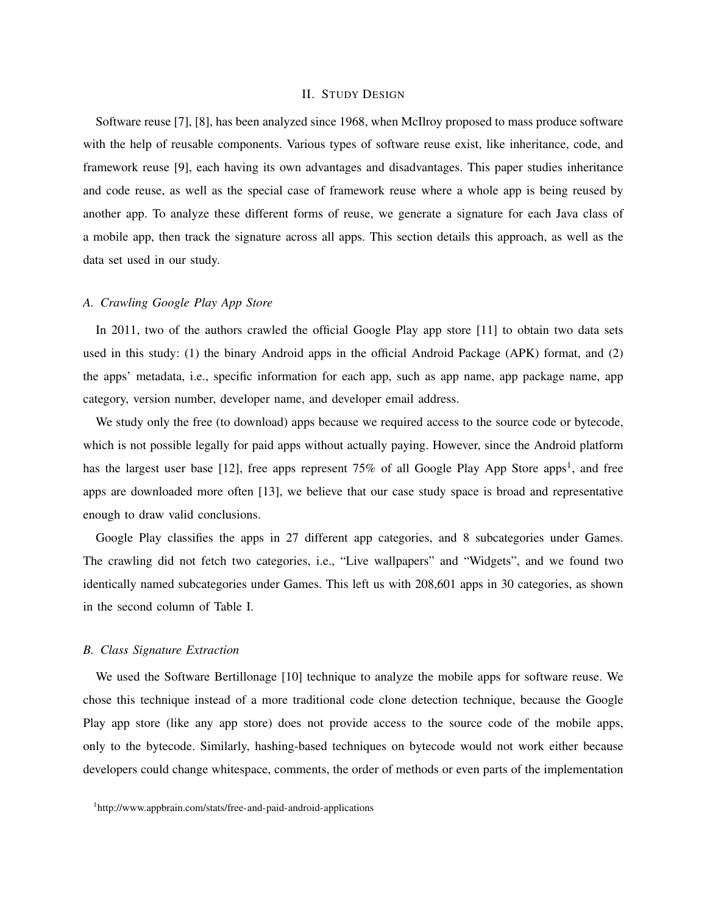## II. Study Design

Software reuse [7], [8], has been analyzed since 1968, when McIlroy proposed to mass produce software with the help of reusable components. Various types of software reuse exist, like inheritance, code, and framework reuse [9], each having its own advantages and disadvantages. This paper studies inheritance and code reuse, as well as the special case of framework reuse where a whole app is being reused by another app. To analyze these different forms of reuse, we generate a signature for each Java class of a mobile app, then track the signature across all apps. This section details this approach, as well as the data set used in our study.

### A. Crawling Google Play App Store

In 2011, two of the authors crawled the official Google Play app store [11] to obtain two data sets used in this study: (1) the binary Android apps in the official Android Package (APK) format, and (2) the apps' metadata, i.e., specific information for each app, such as app name, app package name, app category, version number, developer name, and developer email address.

We study only the free (to download) apps because we required access to the source code or bytecode, which is not possible legally for paid apps without actually paying. However, since the Android platform has the largest user base [12], free apps represent 75% of all Google Play App Store apps[1], and free apps are downloaded more often [13], we believe that our case study space is broad and representative enough to draw valid conclusions.

Google Play classifies the apps in 27 different app categories, and 8 subcategories under Games. The crawling did not fetch two categories, i.e., "Live wallpapers" and "Widgets", and we found two identically named subcategories under Games. This left us with 208,601 apps in 30 categories, as shown in the second column of Table I.

### B. Class Signature Extraction

We used the Software Bertillonage [10] technique to analyze the mobile apps for software reuse. We chose this technique instead of a more traditional code clone detection technique, because the Google Play app store (like any app store) does not provide access to the source code of the mobile apps, only to the bytecode. Similarly, hashing-based techniques on bytecode would not work either because developers could change whitespace, comments, the order of methods or even parts of the implementation

[1]http://www.appbrain.com/stats/free-and-paid-android-applications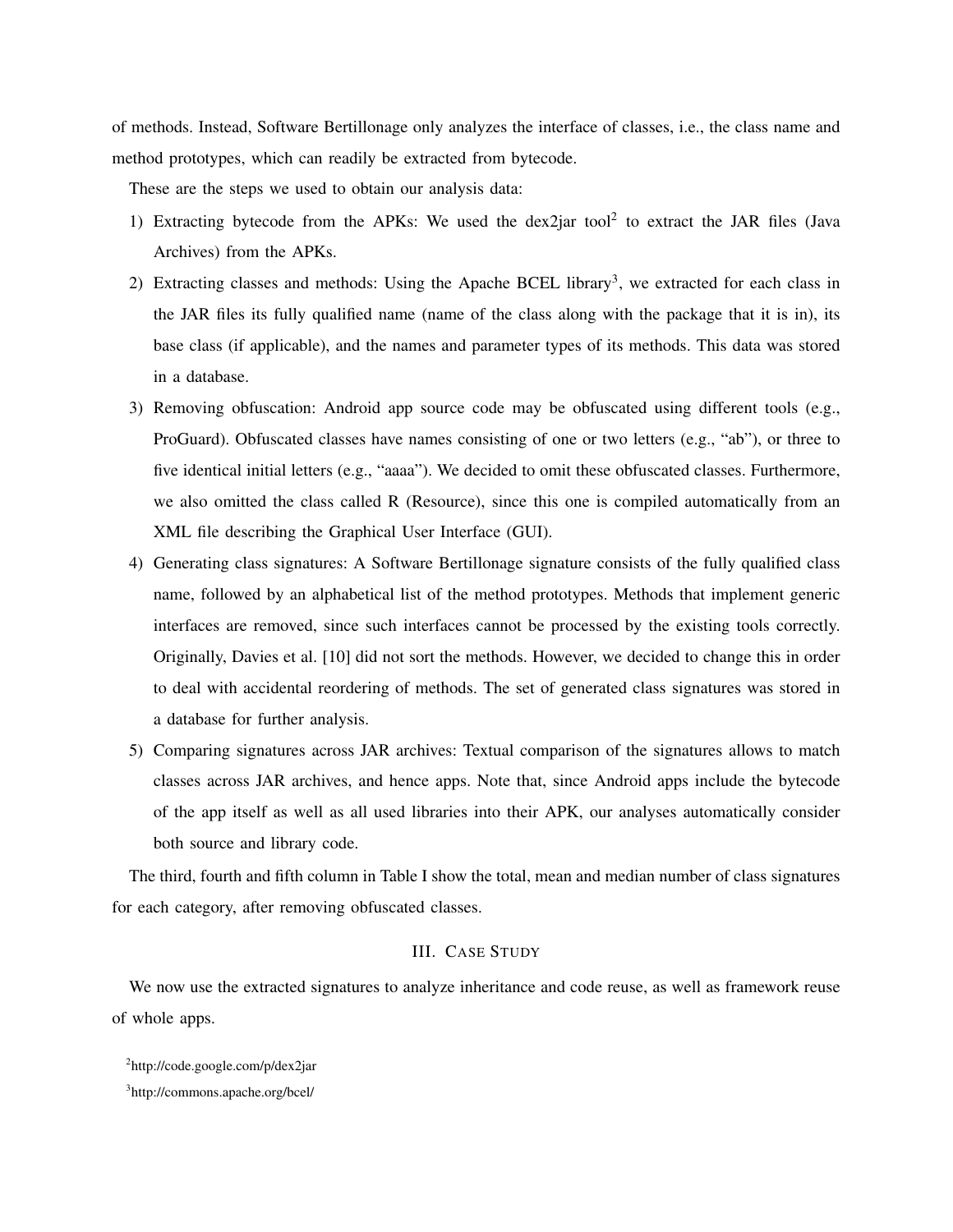of methods. Instead, Software Bertillonage only analyzes the interface of classes, i.e., the class name and method prototypes, which can readily be extracted from bytecode.

These are the steps we used to obtain our analysis data:

1) Extracting bytecode from the APKs: We used the dex2jar tool[2] to extract the JAR files (Java Archives) from the APKs.
2) Extracting classes and methods: Using the Apache BCEL library[3], we extracted for each class in the JAR files its fully qualified name (name of the class along with the package that it is in), its base class (if applicable), and the names and parameter types of its methods. This data was stored in a database.
3) Removing obfuscation: Android app source code may be obfuscated using different tools (e.g., ProGuard). Obfuscated classes have names consisting of one or two letters (e.g., "ab"), or three to five identical initial letters (e.g., "aaaa"). We decided to omit these obfuscated classes. Furthermore, we also omitted the class called R (Resource), since this one is compiled automatically from an XML file describing the Graphical User Interface (GUI).
4) Generating class signatures: A Software Bertillonage signature consists of the fully qualified class name, followed by an alphabetical list of the method prototypes. Methods that implement generic interfaces are removed, since such interfaces cannot be processed by the existing tools correctly. Originally, Davies et al. [10] did not sort the methods. However, we decided to change this in order to deal with accidental reordering of methods. The set of generated class signatures was stored in a database for further analysis.
5) Comparing signatures across JAR archives: Textual comparison of the signatures allows to match classes across JAR archives, and hence apps. Note that, since Android apps include the bytecode of the app itself as well as all used libraries into their APK, our analyses automatically consider both source and library code.

The third, fourth and fifth column in Table I show the total, mean and median number of class signatures for each category, after removing obfuscated classes.

## III. Case Study

We now use the extracted signatures to analyze inheritance and code reuse, as well as framework reuse of whole apps.

[2]http://code.google.com/p/dex2jar

[3]http://commons.apache.org/bcel/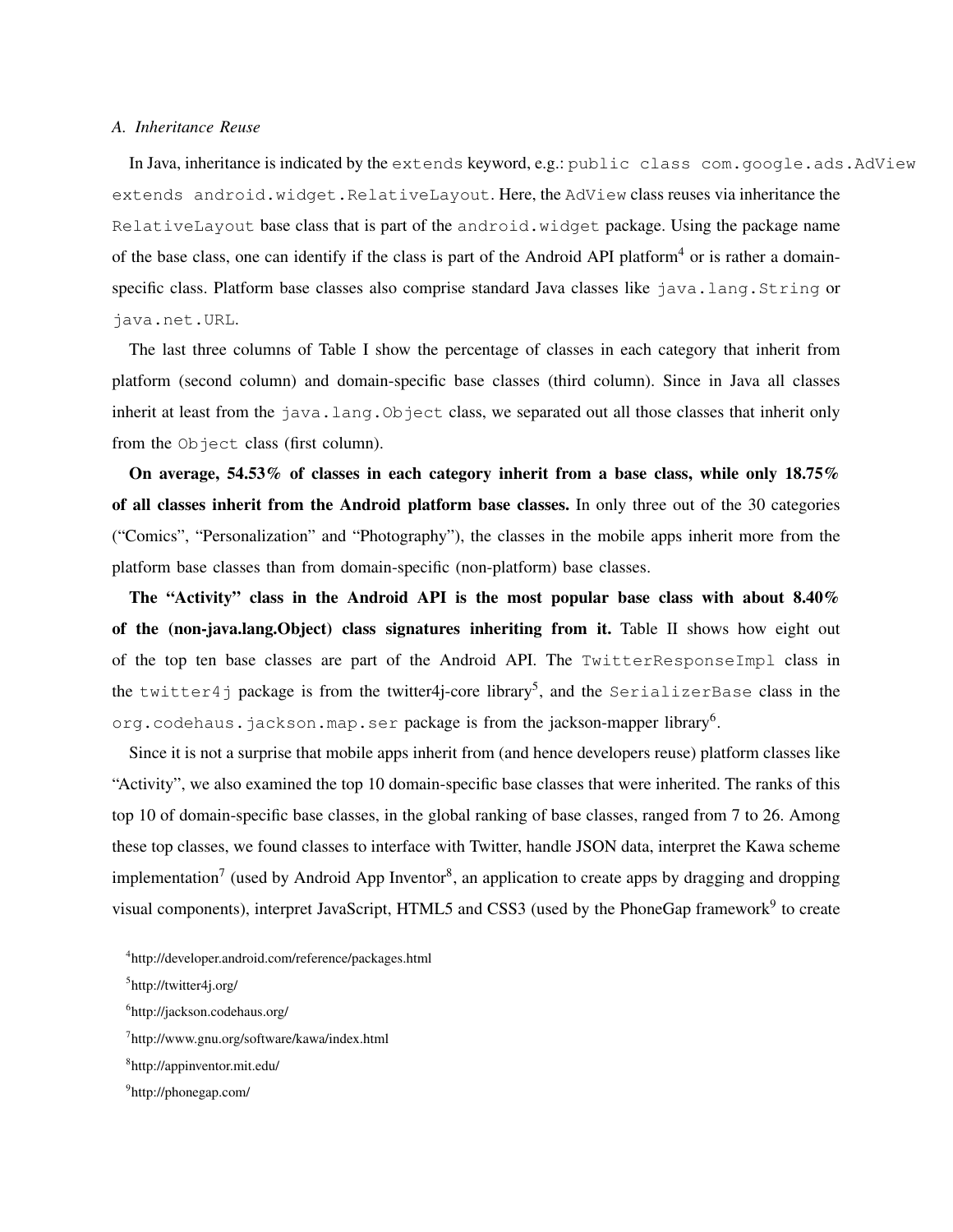### A. Inheritance Reuse

In Java, inheritance is indicated by the `extends` keyword, e.g.: `public class com.google.ads.AdView extends android.widget.RelativeLayout`. Here, the `AdView` class reuses via inheritance the `RelativeLayout` base class that is part of the `android.widget` package. Using the package name of the base class, one can identify if the class is part of the Android API platform[4] or is rather a domain-specific class. Platform base classes also comprise standard Java classes like `java.lang.String` or `java.net.URL`.

The last three columns of Table I show the percentage of classes in each category that inherit from platform (second column) and domain-specific base classes (third column). Since in Java all classes inherit at least from the `java.lang.Object` class, we separated out all those classes that inherit only from the `Object` class (first column).

**On average, 54.53% of classes in each category inherit from a base class, while only 18.75% of all classes inherit from the Android platform base classes.** In only three out of the 30 categories ("Comics", "Personalization" and "Photography"), the classes in the mobile apps inherit more from the platform base classes than from domain-specific (non-platform) base classes.

**The "Activity" class in the Android API is the most popular base class with about 8.40% of the (non-java.lang.Object) class signatures inheriting from it.** Table II shows how eight out of the top ten base classes are part of the Android API. The `TwitterResponseImpl` class in the `twitter4j` package is from the twitter4j-core library[5], and the `SerializerBase` class in the `org.codehaus.jackson.map.ser` package is from the jackson-mapper library[6].

Since it is not a surprise that mobile apps inherit from (and hence developers reuse) platform classes like "Activity", we also examined the top 10 domain-specific base classes that were inherited. The ranks of this top 10 of domain-specific base classes, in the global ranking of base classes, ranged from 7 to 26. Among these top classes, we found classes to interface with Twitter, handle JSON data, interpret the Kawa scheme implementation[7] (used by Android App Inventor[8], an application to create apps by dragging and dropping visual components), interpret JavaScript, HTML5 and CSS3 (used by the PhoneGap framework[9] to create

[4] http://developer.android.com/reference/packages.html

[5] http://twitter4j.org/

[6] http://jackson.codehaus.org/

[7] http://www.gnu.org/software/kawa/index.html

[8] http://appinventor.mit.edu/

[9] http://phonegap.com/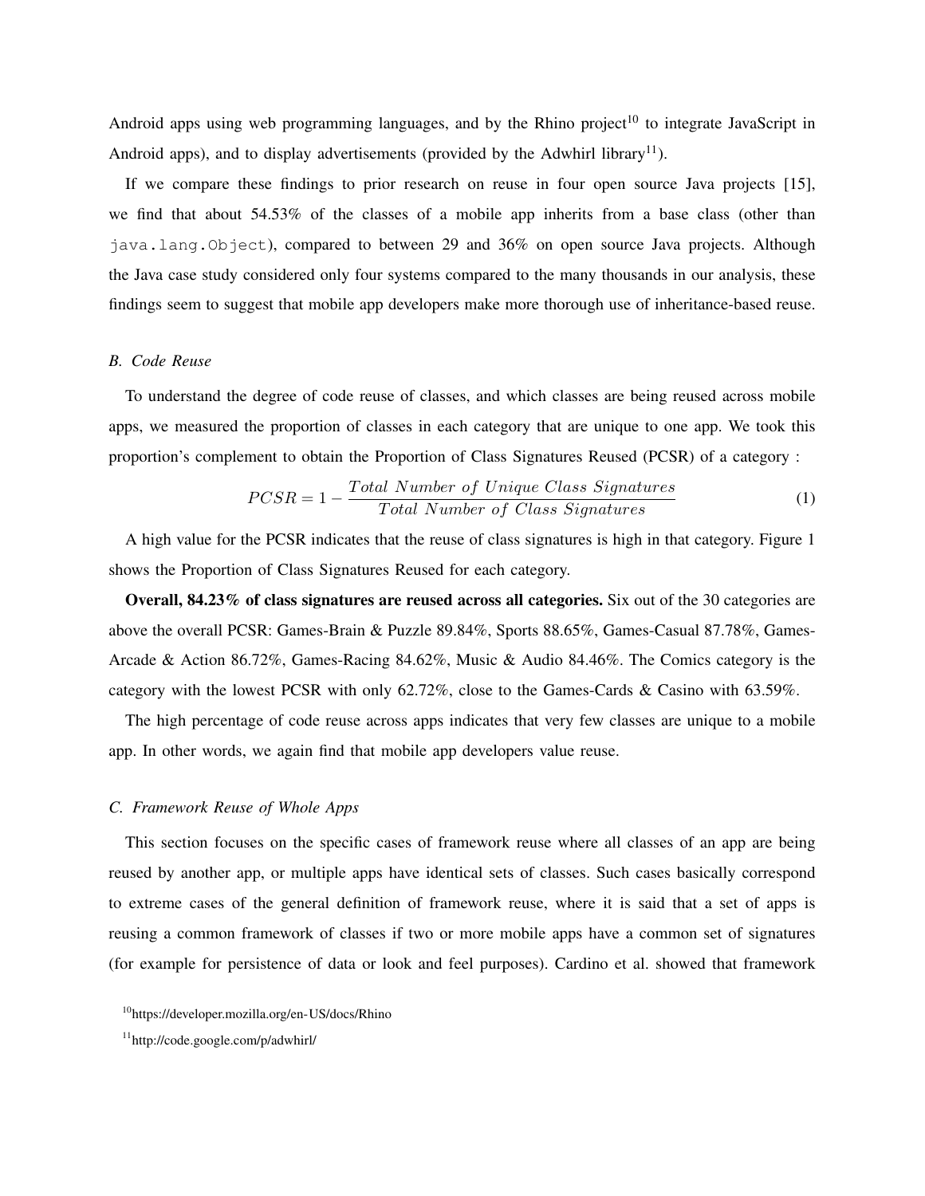Android apps using web programming languages, and by the Rhino project[10] to integrate JavaScript in Android apps), and to display advertisements (provided by the Adwhirl library[11]).

If we compare these findings to prior research on reuse in four open source Java projects [15], we find that about 54.53% of the classes of a mobile app inherits from a base class (other than `java.lang.Object`), compared to between 29 and 36% on open source Java projects. Although the Java case study considered only four systems compared to the many thousands in our analysis, these findings seem to suggest that mobile app developers make more thorough use of inheritance-based reuse.

### *B. Code Reuse*

To understand the degree of code reuse of classes, and which classes are being reused across mobile apps, we measured the proportion of classes in each category that are unique to one app. We took this proportion's complement to obtain the Proportion of Class Signatures Reused (PCSR) of a category :

$$PCSR = 1 - \frac{Total\ Number\ of\ Unique\ Class\ Signatures}{Total\ Number\ of\ Class\ Signatures} \tag{1}$$

A high value for the PCSR indicates that the reuse of class signatures is high in that category. Figure 1 shows the Proportion of Class Signatures Reused for each category.

**Overall, 84.23% of class signatures are reused across all categories.** Six out of the 30 categories are above the overall PCSR: Games-Brain & Puzzle 89.84%, Sports 88.65%, Games-Casual 87.78%, Games-Arcade & Action 86.72%, Games-Racing 84.62%, Music & Audio 84.46%. The Comics category is the category with the lowest PCSR with only 62.72%, close to the Games-Cards & Casino with 63.59%.

The high percentage of code reuse across apps indicates that very few classes are unique to a mobile app. In other words, we again find that mobile app developers value reuse.

### *C. Framework Reuse of Whole Apps*

This section focuses on the specific cases of framework reuse where all classes of an app are being reused by another app, or multiple apps have identical sets of classes. Such cases basically correspond to extreme cases of the general definition of framework reuse, where it is said that a set of apps is reusing a common framework of classes if two or more mobile apps have a common set of signatures (for example for persistence of data or look and feel purposes). Cardino et al. showed that framework

[10] https://developer.mozilla.org/en-US/docs/Rhino

[11] http://code.google.com/p/adwhirl/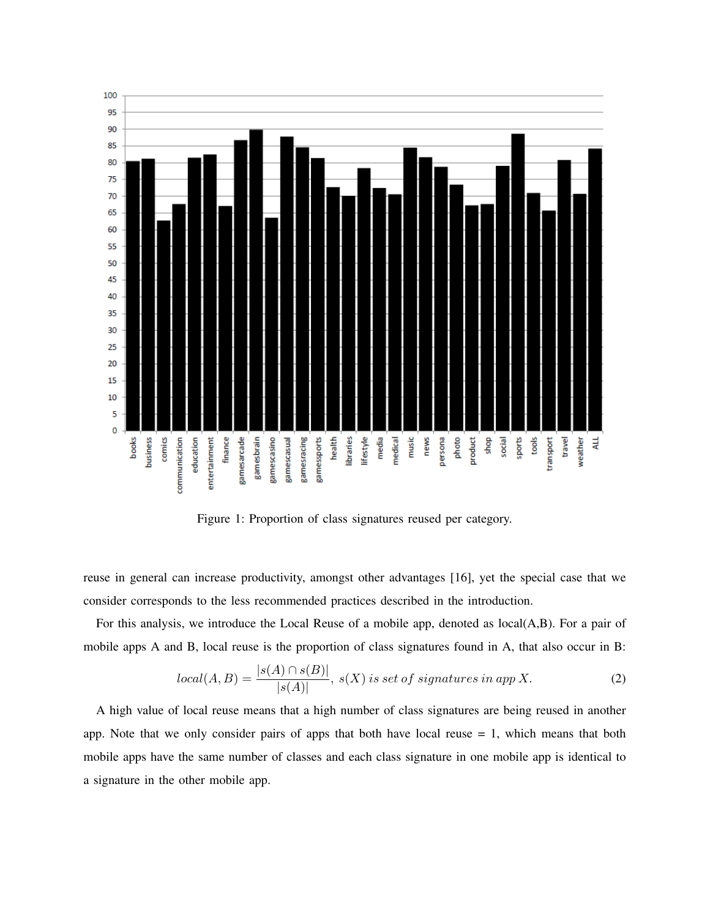Figure 1: Proportion of class signatures reused per category.

reuse in general can increase productivity, amongst other advantages [16], yet the special case that we consider corresponds to the less recommended practices described in the introduction.

For this analysis, we introduce the Local Reuse of a mobile app, denoted as local(A,B). For a pair of mobile apps A and B, local reuse is the proportion of class signatures found in A, that also occur in B:

$$local(A, B) = \frac{|s(A) \cap s(B)|}{|s(A)|},\ s(X)\ is\ set\ of\ signatures\ in\ app\ X. \tag{2}$$

A high value of local reuse means that a high number of class signatures are being reused in another app. Note that we only consider pairs of apps that both have local reuse = 1, which means that both mobile apps have the same number of classes and each class signature in one mobile app is identical to a signature in the other mobile app.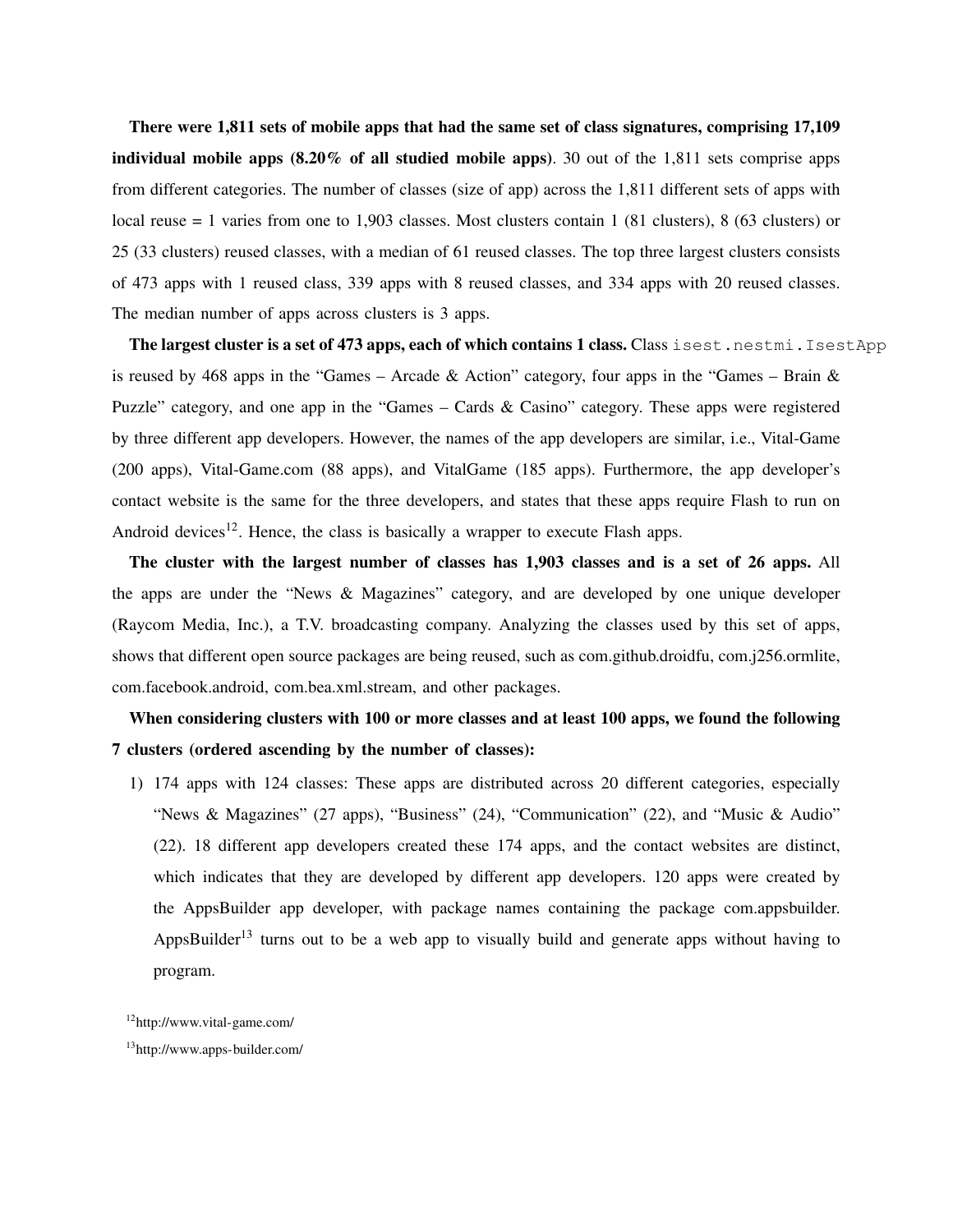**There were 1,811 sets of mobile apps that had the same set of class signatures, comprising 17,109 individual mobile apps (8.20% of all studied mobile apps)**. 30 out of the 1,811 sets comprise apps from different categories. The number of classes (size of app) across the 1,811 different sets of apps with local reuse = 1 varies from one to 1,903 classes. Most clusters contain 1 (81 clusters), 8 (63 clusters) or 25 (33 clusters) reused classes, with a median of 61 reused classes. The top three largest clusters consists of 473 apps with 1 reused class, 339 apps with 8 reused classes, and 334 apps with 20 reused classes. The median number of apps across clusters is 3 apps.

**The largest cluster is a set of 473 apps, each of which contains 1 class.** Class `isest.nestmi.IsestApp` is reused by 468 apps in the "Games – Arcade & Action" category, four apps in the "Games – Brain & Puzzle" category, and one app in the "Games – Cards & Casino" category. These apps were registered by three different app developers. However, the names of the app developers are similar, i.e., Vital-Game (200 apps), Vital-Game.com (88 apps), and VitalGame (185 apps). Furthermore, the app developer's contact website is the same for the three developers, and states that these apps require Flash to run on Android devices[12]. Hence, the class is basically a wrapper to execute Flash apps.

**The cluster with the largest number of classes has 1,903 classes and is a set of 26 apps.** All the apps are under the "News & Magazines" category, and are developed by one unique developer (Raycom Media, Inc.), a T.V. broadcasting company. Analyzing the classes used by this set of apps, shows that different open source packages are being reused, such as com.github.droidfu, com.j256.ormlite, com.facebook.android, com.bea.xml.stream, and other packages.

**When considering clusters with 100 or more classes and at least 100 apps, we found the following 7 clusters (ordered ascending by the number of classes):**

1) 174 apps with 124 classes: These apps are distributed across 20 different categories, especially "News & Magazines" (27 apps), "Business" (24), "Communication" (22), and "Music & Audio" (22). 18 different app developers created these 174 apps, and the contact websites are distinct, which indicates that they are developed by different app developers. 120 apps were created by the AppsBuilder app developer, with package names containing the package com.appsbuilder. AppsBuilder[13] turns out to be a web app to visually build and generate apps without having to program.

[12] http://www.vital-game.com/

[13] http://www.apps-builder.com/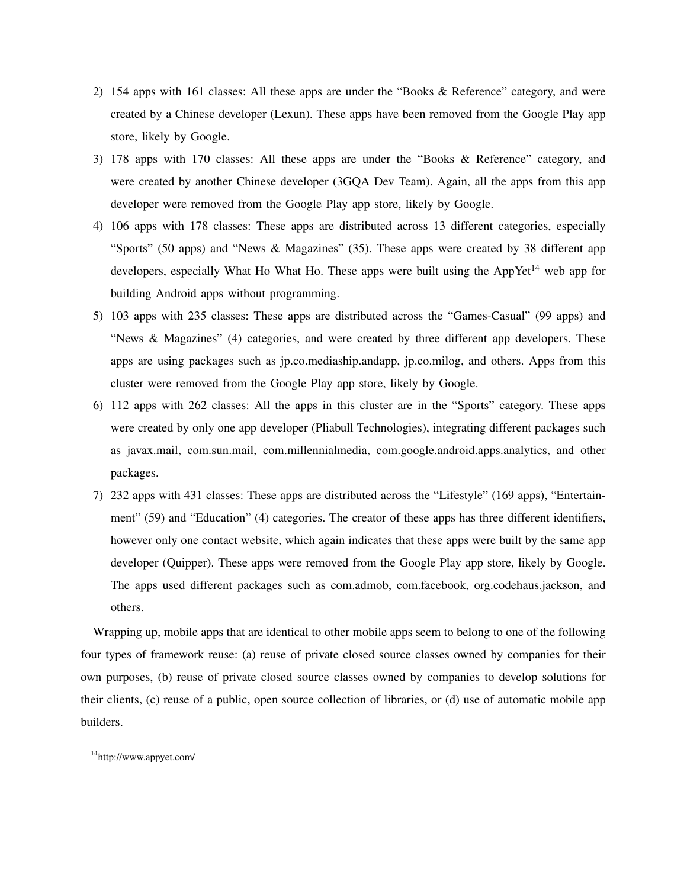2) 154 apps with 161 classes: All these apps are under the "Books & Reference" category, and were created by a Chinese developer (Lexun). These apps have been removed from the Google Play app store, likely by Google.
3) 178 apps with 170 classes: All these apps are under the "Books & Reference" category, and were created by another Chinese developer (3GQA Dev Team). Again, all the apps from this app developer were removed from the Google Play app store, likely by Google.
4) 106 apps with 178 classes: These apps are distributed across 13 different categories, especially "Sports" (50 apps) and "News & Magazines" (35). These apps were created by 38 different app developers, especially What Ho What Ho. These apps were built using the AppYet[14] web app for building Android apps without programming.
5) 103 apps with 235 classes: These apps are distributed across the "Games-Casual" (99 apps) and "News & Magazines" (4) categories, and were created by three different app developers. These apps are using packages such as jp.co.mediaship.andapp, jp.co.milog, and others. Apps from this cluster were removed from the Google Play app store, likely by Google.
6) 112 apps with 262 classes: All the apps in this cluster are in the "Sports" category. These apps were created by only one app developer (Pliabull Technologies), integrating different packages such as javax.mail, com.sun.mail, com.millennialmedia, com.google.android.apps.analytics, and other packages.
7) 232 apps with 431 classes: These apps are distributed across the "Lifestyle" (169 apps), "Entertainment" (59) and "Education" (4) categories. The creator of these apps has three different identifiers, however only one contact website, which again indicates that these apps were built by the same app developer (Quipper). These apps were removed from the Google Play app store, likely by Google. The apps used different packages such as com.admob, com.facebook, org.codehaus.jackson, and others.

Wrapping up, mobile apps that are identical to other mobile apps seem to belong to one of the following four types of framework reuse: (a) reuse of private closed source classes owned by companies for their own purposes, (b) reuse of private closed source classes owned by companies to develop solutions for their clients, (c) reuse of a public, open source collection of libraries, or (d) use of automatic mobile app builders.

[14]http://www.appyet.com/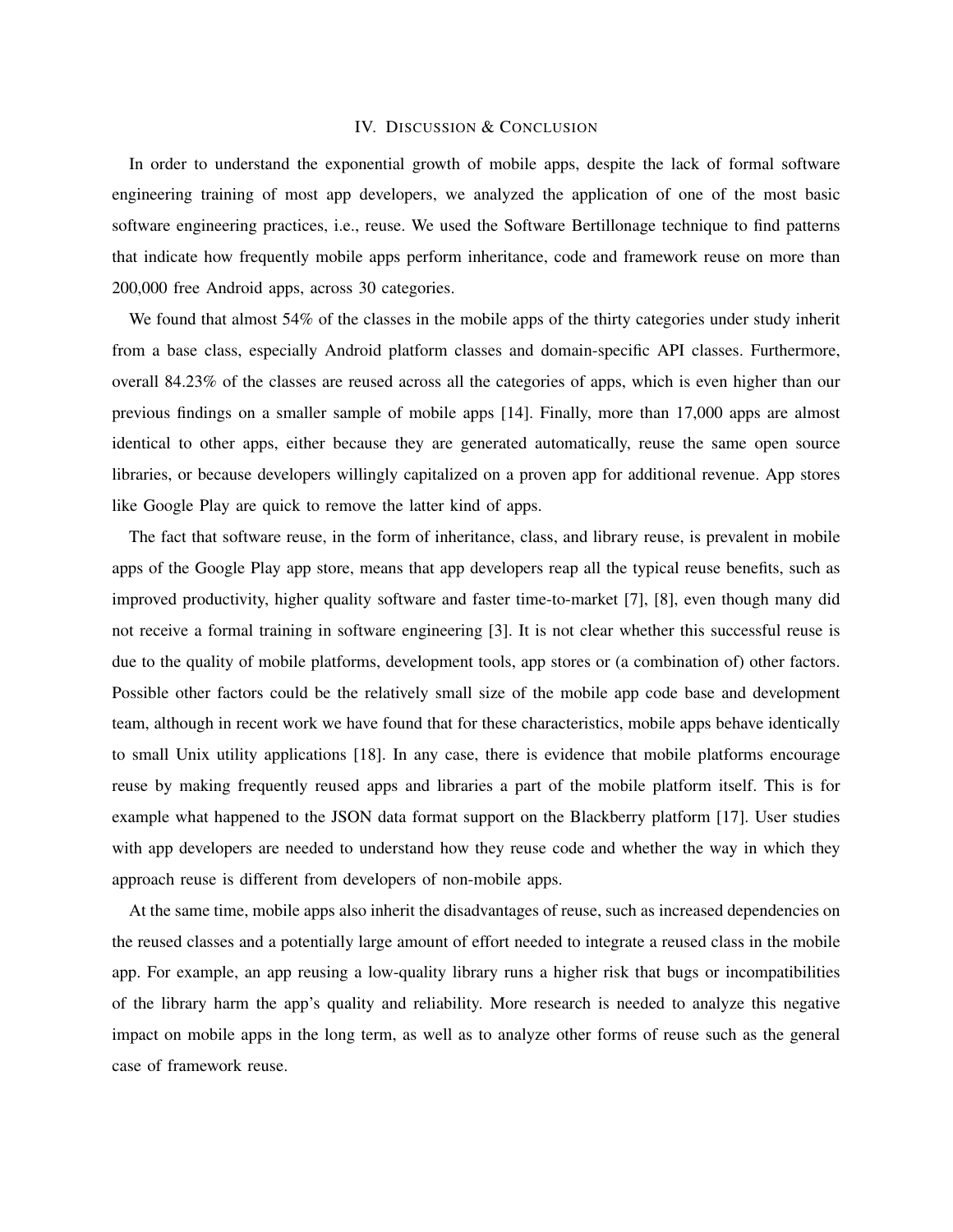## IV. Discussion & Conclusion

In order to understand the exponential growth of mobile apps, despite the lack of formal software engineering training of most app developers, we analyzed the application of one of the most basic software engineering practices, i.e., reuse. We used the Software Bertillonage technique to find patterns that indicate how frequently mobile apps perform inheritance, code and framework reuse on more than 200,000 free Android apps, across 30 categories.

We found that almost 54% of the classes in the mobile apps of the thirty categories under study inherit from a base class, especially Android platform classes and domain-specific API classes. Furthermore, overall 84.23% of the classes are reused across all the categories of apps, which is even higher than our previous findings on a smaller sample of mobile apps [14]. Finally, more than 17,000 apps are almost identical to other apps, either because they are generated automatically, reuse the same open source libraries, or because developers willingly capitalized on a proven app for additional revenue. App stores like Google Play are quick to remove the latter kind of apps.

The fact that software reuse, in the form of inheritance, class, and library reuse, is prevalent in mobile apps of the Google Play app store, means that app developers reap all the typical reuse benefits, such as improved productivity, higher quality software and faster time-to-market [7], [8], even though many did not receive a formal training in software engineering [3]. It is not clear whether this successful reuse is due to the quality of mobile platforms, development tools, app stores or (a combination of) other factors. Possible other factors could be the relatively small size of the mobile app code base and development team, although in recent work we have found that for these characteristics, mobile apps behave identically to small Unix utility applications [18]. In any case, there is evidence that mobile platforms encourage reuse by making frequently reused apps and libraries a part of the mobile platform itself. This is for example what happened to the JSON data format support on the Blackberry platform [17]. User studies with app developers are needed to understand how they reuse code and whether the way in which they approach reuse is different from developers of non-mobile apps.

At the same time, mobile apps also inherit the disadvantages of reuse, such as increased dependencies on the reused classes and a potentially large amount of effort needed to integrate a reused class in the mobile app. For example, an app reusing a low-quality library runs a higher risk that bugs or incompatibilities of the library harm the app's quality and reliability. More research is needed to analyze this negative impact on mobile apps in the long term, as well as to analyze other forms of reuse such as the general case of framework reuse.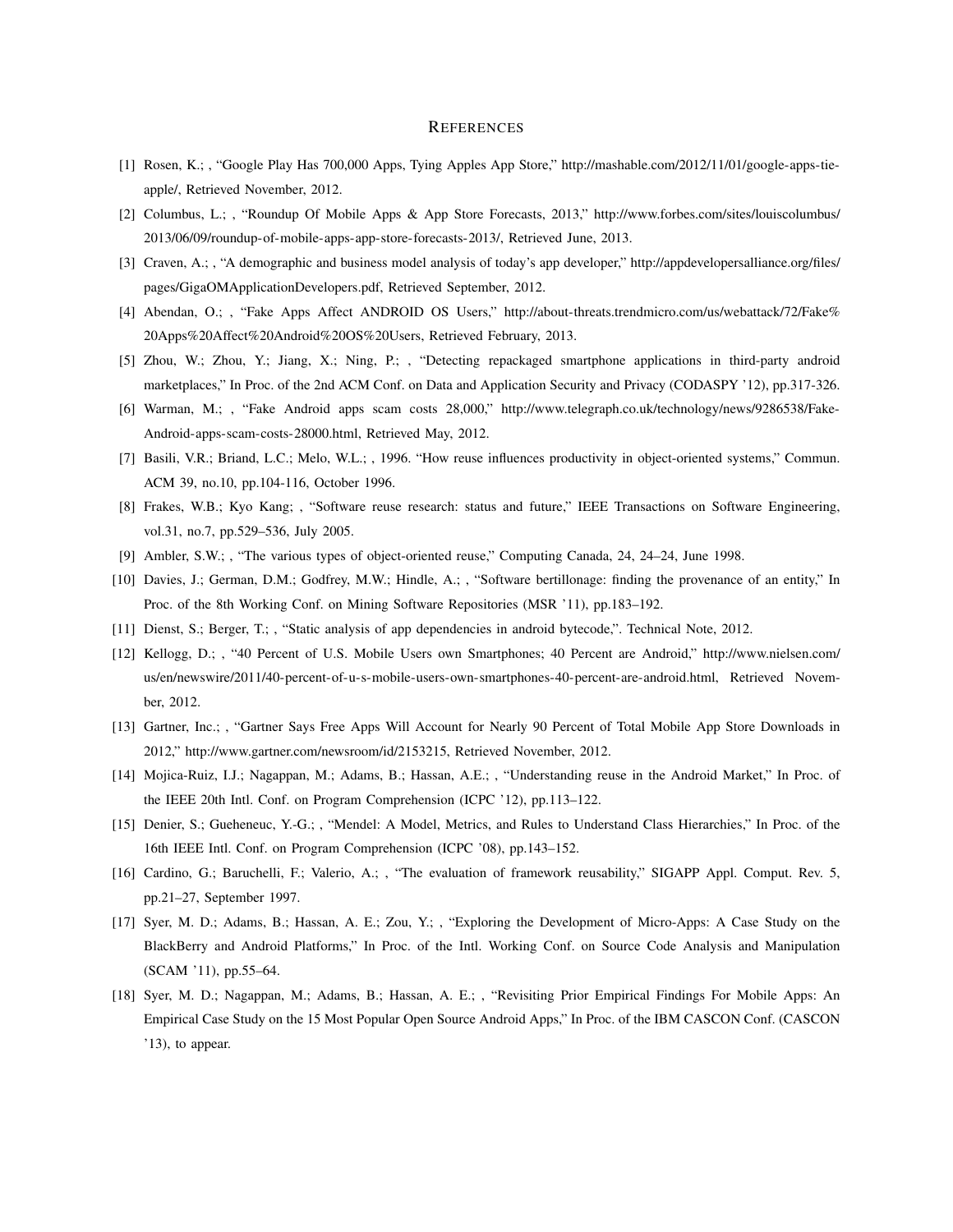## REFERENCES

[1] Rosen, K.; , "Google Play Has 700,000 Apps, Tying Apples App Store," http://mashable.com/2012/11/01/google-apps-tie-apple/, Retrieved November, 2012.

[2] Columbus, L.; , "Roundup Of Mobile Apps & App Store Forecasts, 2013," http://www.forbes.com/sites/louiscolumbus/2013/06/09/roundup-of-mobile-apps-app-store-forecasts-2013/, Retrieved June, 2013.

[3] Craven, A.; , "A demographic and business model analysis of today's app developer," http://appdevelopersalliance.org/files/pages/GigaOMApplicationDevelopers.pdf, Retrieved September, 2012.

[4] Abendan, O.; , "Fake Apps Affect ANDROID OS Users," http://about-threats.trendmicro.com/us/webattack/72/Fake%20Apps%20Affect%20Android%20OS%20Users, Retrieved February, 2013.

[5] Zhou, W.; Zhou, Y.; Jiang, X.; Ning, P.; , "Detecting repackaged smartphone applications in third-party android marketplaces," In Proc. of the 2nd ACM Conf. on Data and Application Security and Privacy (CODASPY '12), pp.317-326.

[6] Warman, M.; , "Fake Android apps scam costs 28,000," http://www.telegraph.co.uk/technology/news/9286538/Fake-Android-apps-scam-costs-28000.html, Retrieved May, 2012.

[7] Basili, V.R.; Briand, L.C.; Melo, W.L.; , 1996. "How reuse influences productivity in object-oriented systems," Commun. ACM 39, no.10, pp.104-116, October 1996.

[8] Frakes, W.B.; Kyo Kang; , "Software reuse research: status and future," IEEE Transactions on Software Engineering, vol.31, no.7, pp.529–536, July 2005.

[9] Ambler, S.W.; , "The various types of object-oriented reuse," Computing Canada, 24, 24–24, June 1998.

[10] Davies, J.; German, D.M.; Godfrey, M.W.; Hindle, A.; , "Software bertillonage: finding the provenance of an entity," In Proc. of the 8th Working Conf. on Mining Software Repositories (MSR '11), pp.183–192.

[11] Dienst, S.; Berger, T.; , "Static analysis of app dependencies in android bytecode,". Technical Note, 2012.

[12] Kellogg, D.; , "40 Percent of U.S. Mobile Users own Smartphones; 40 Percent are Android," http://www.nielsen.com/us/en/newswire/2011/40-percent-of-u-s-mobile-users-own-smartphones-40-percent-are-android.html, Retrieved November, 2012.

[13] Gartner, Inc.; , "Gartner Says Free Apps Will Account for Nearly 90 Percent of Total Mobile App Store Downloads in 2012," http://www.gartner.com/newsroom/id/2153215, Retrieved November, 2012.

[14] Mojica-Ruiz, I.J.; Nagappan, M.; Adams, B.; Hassan, A.E.; , "Understanding reuse in the Android Market," In Proc. of the IEEE 20th Intl. Conf. on Program Comprehension (ICPC '12), pp.113–122.

[15] Denier, S.; Gueheneuc, Y.-G.; , "Mendel: A Model, Metrics, and Rules to Understand Class Hierarchies," In Proc. of the 16th IEEE Intl. Conf. on Program Comprehension (ICPC '08), pp.143–152.

[16] Cardino, G.; Baruchelli, F.; Valerio, A.; , "The evaluation of framework reusability," SIGAPP Appl. Comput. Rev. 5, pp.21–27, September 1997.

[17] Syer, M. D.; Adams, B.; Hassan, A. E.; Zou, Y.; , "Exploring the Development of Micro-Apps: A Case Study on the BlackBerry and Android Platforms," In Proc. of the Intl. Working Conf. on Source Code Analysis and Manipulation (SCAM '11), pp.55–64.

[18] Syer, M. D.; Nagappan, M.; Adams, B.; Hassan, A. E.; , "Revisiting Prior Empirical Findings For Mobile Apps: An Empirical Case Study on the 15 Most Popular Open Source Android Apps," In Proc. of the IBM CASCON Conf. (CASCON '13), to appear.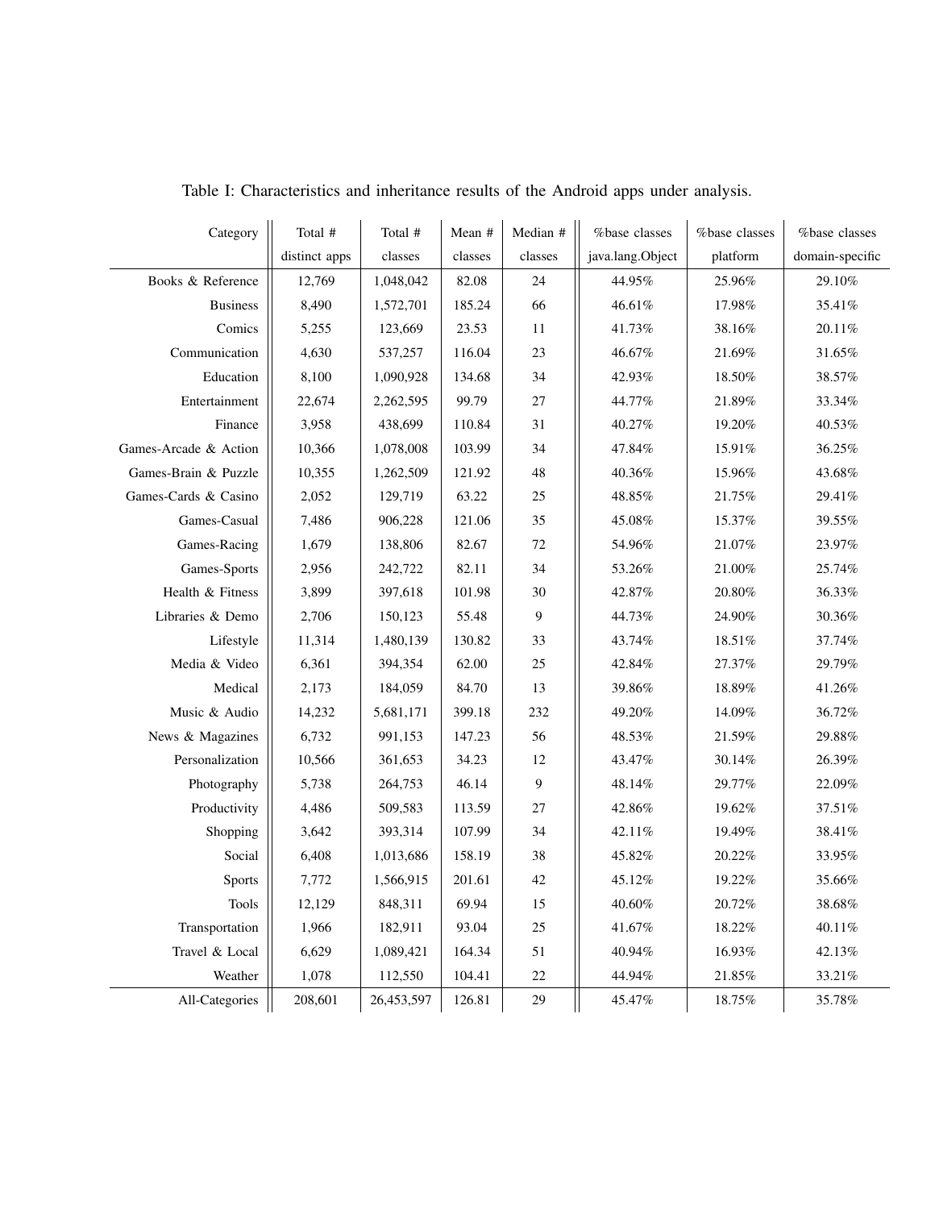Table I: Characteristics and inheritance results of the Android apps under analysis.

| Category | Total # distinct apps | Total # classes | Mean # classes | Median # classes | %base classes java.lang.Object | %base classes platform | %base classes domain-specific |
|---|---|---|---|---|---|---|---|
| Books & Reference | 12,769 | 1,048,042 | 82.08 | 24 | 44.95% | 25.96% | 29.10% |
| Business | 8,490 | 1,572,701 | 185.24 | 66 | 46.61% | 17.98% | 35.41% |
| Comics | 5,255 | 123,669 | 23.53 | 11 | 41.73% | 38.16% | 20.11% |
| Communication | 4,630 | 537,257 | 116.04 | 23 | 46.67% | 21.69% | 31.65% |
| Education | 8,100 | 1,090,928 | 134.68 | 34 | 42.93% | 18.50% | 38.57% |
| Entertainment | 22,674 | 2,262,595 | 99.79 | 27 | 44.77% | 21.89% | 33.34% |
| Finance | 3,958 | 438,699 | 110.84 | 31 | 40.27% | 19.20% | 40.53% |
| Games-Arcade & Action | 10,366 | 1,078,008 | 103.99 | 34 | 47.84% | 15.91% | 36.25% |
| Games-Brain & Puzzle | 10,355 | 1,262,509 | 121.92 | 48 | 40.36% | 15.96% | 43.68% |
| Games-Cards & Casino | 2,052 | 129,719 | 63.22 | 25 | 48.85% | 21.75% | 29.41% |
| Games-Casual | 7,486 | 906,228 | 121.06 | 35 | 45.08% | 15.37% | 39.55% |
| Games-Racing | 1,679 | 138,806 | 82.67 | 72 | 54.96% | 21.07% | 23.97% |
| Games-Sports | 2,956 | 242,722 | 82.11 | 34 | 53.26% | 21.00% | 25.74% |
| Health & Fitness | 3,899 | 397,618 | 101.98 | 30 | 42.87% | 20.80% | 36.33% |
| Libraries & Demo | 2,706 | 150,123 | 55.48 | 9 | 44.73% | 24.90% | 30.36% |
| Lifestyle | 11,314 | 1,480,139 | 130.82 | 33 | 43.74% | 18.51% | 37.74% |
| Media & Video | 6,361 | 394,354 | 62.00 | 25 | 42.84% | 27.37% | 29.79% |
| Medical | 2,173 | 184,059 | 84.70 | 13 | 39.86% | 18.89% | 41.26% |
| Music & Audio | 14,232 | 5,681,171 | 399.18 | 232 | 49.20% | 14.09% | 36.72% |
| News & Magazines | 6,732 | 991,153 | 147.23 | 56 | 48.53% | 21.59% | 29.88% |
| Personalization | 10,566 | 361,653 | 34.23 | 12 | 43.47% | 30.14% | 26.39% |
| Photography | 5,738 | 264,753 | 46.14 | 9 | 48.14% | 29.77% | 22.09% |
| Productivity | 4,486 | 509,583 | 113.59 | 27 | 42.86% | 19.62% | 37.51% |
| Shopping | 3,642 | 393,314 | 107.99 | 34 | 42.11% | 19.49% | 38.41% |
| Social | 6,408 | 1,013,686 | 158.19 | 38 | 45.82% | 20.22% | 33.95% |
| Sports | 7,772 | 1,566,915 | 201.61 | 42 | 45.12% | 19.22% | 35.66% |
| Tools | 12,129 | 848,311 | 69.94 | 15 | 40.60% | 20.72% | 38.68% |
| Transportation | 1,966 | 182,911 | 93.04 | 25 | 41.67% | 18.22% | 40.11% |
| Travel & Local | 6,629 | 1,089,421 | 164.34 | 51 | 40.94% | 16.93% | 42.13% |
| Weather | 1,078 | 112,550 | 104.41 | 22 | 44.94% | 21.85% | 33.21% |
| All-Categories | 208,601 | 26,453,597 | 126.81 | 29 | 45.47% | 18.75% | 35.78% |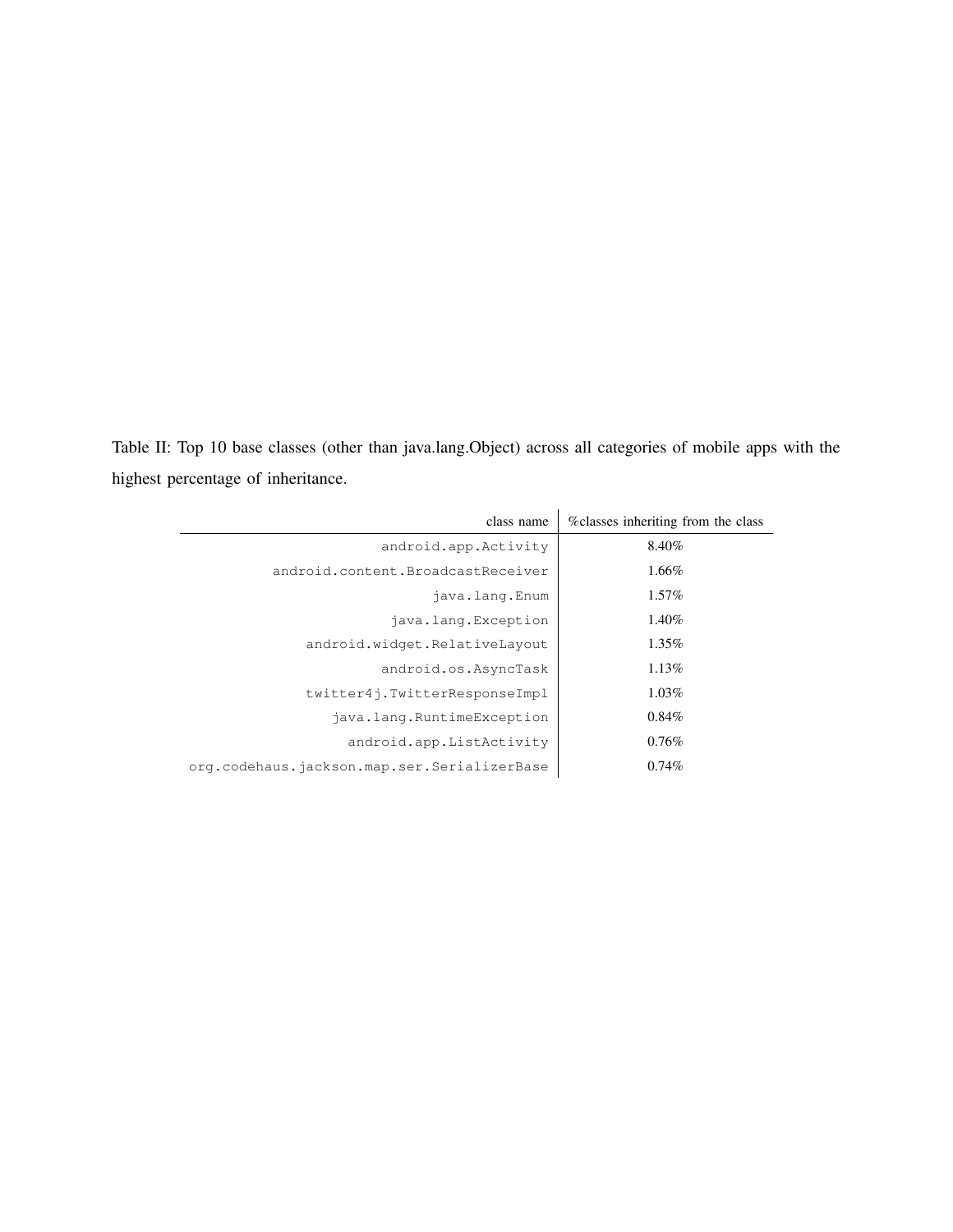Table II: Top 10 base classes (other than java.lang.Object) across all categories of mobile apps with the highest percentage of inheritance.

| class name | %classes inheriting from the class |
|---|---|
| android.app.Activity | 8.40% |
| android.content.BroadcastReceiver | 1.66% |
| java.lang.Enum | 1.57% |
| java.lang.Exception | 1.40% |
| android.widget.RelativeLayout | 1.35% |
| android.os.AsyncTask | 1.13% |
| twitter4j.TwitterResponseImpl | 1.03% |
| java.lang.RuntimeException | 0.84% |
| android.app.ListActivity | 0.76% |
| org.codehaus.jackson.map.ser.SerializerBase | 0.74% |